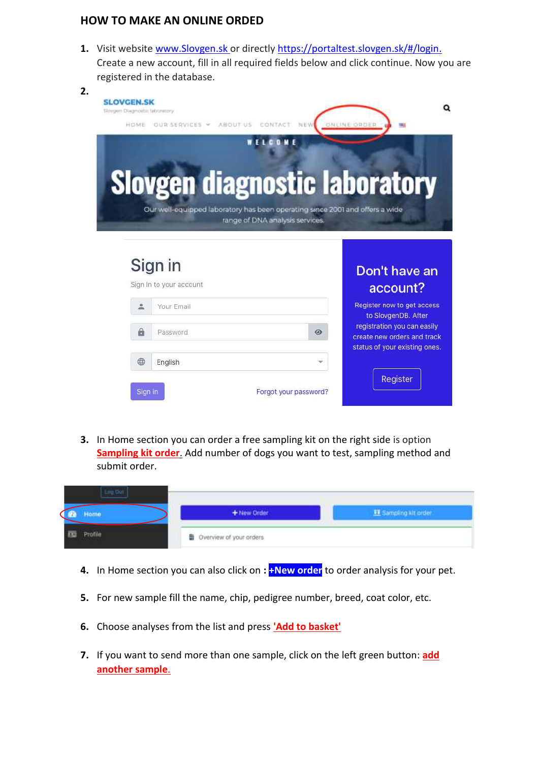# HOW TO MAKE AN ONLINE ORDED

1. Visit website www.Slovgen.sk or directly https://portaltest.slovgen.sk/#/login. Create a new account, fill in all required fields below and click continue. Now you are registered in the database.
2. 

3. In Home section you can order a free sampling kit on the right side is option **Sampling kit order.** Add number of dogs you want to test, sampling method and submit order.

4. In Home section you can also click on : **+New order** to order analysis for your pet.
5. For new sample fill the name, chip, pedigree number, breed, coat color, etc.
6. Choose analyses from the list and press **'Add to basket'**
7. If you want to send more than one sample, click on the left green button: **add another sample.**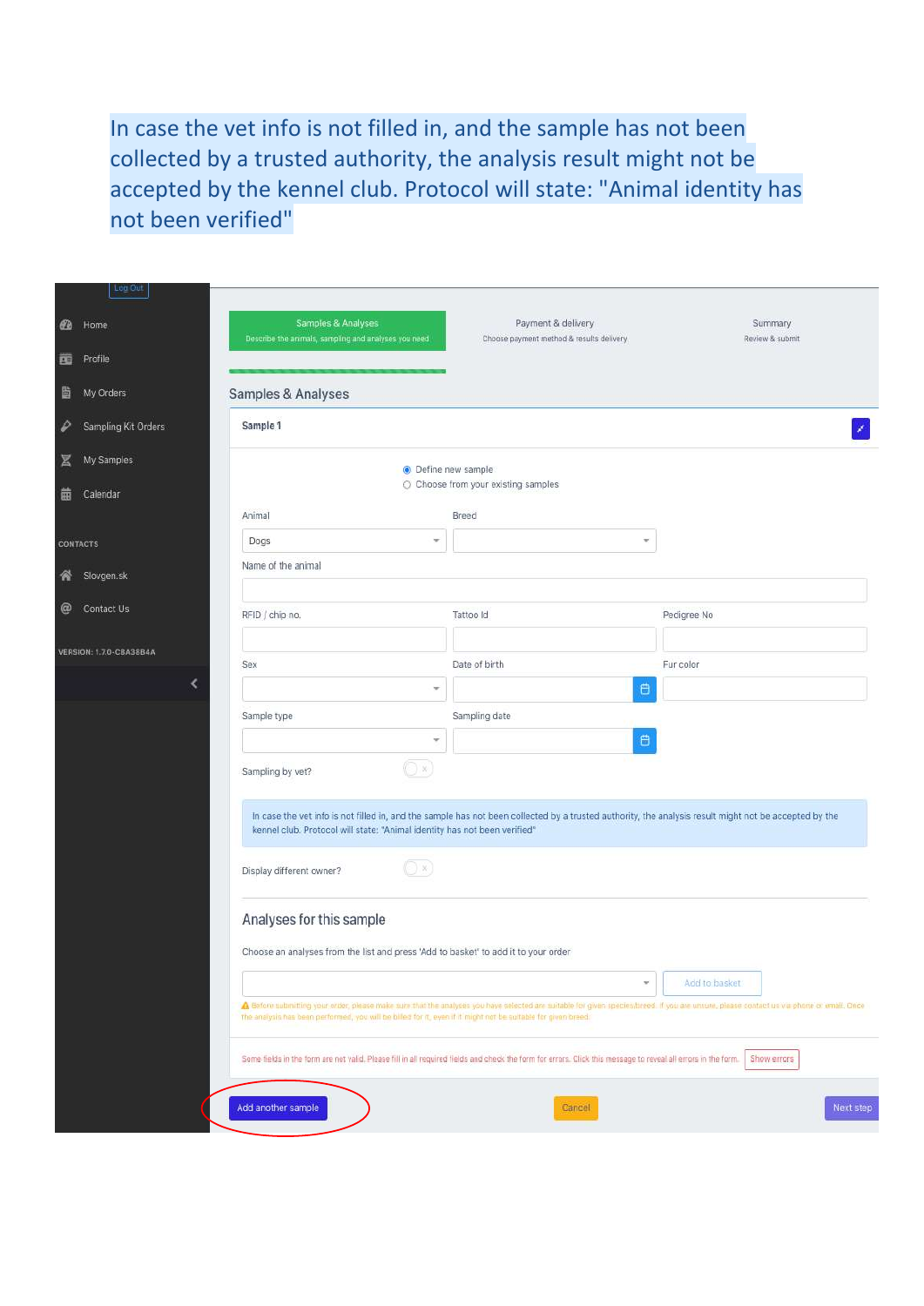In case the vet info is not filled in, and the sample has not been collected by a trusted authority, the analysis result might not be accepted by the kennel club. Protocol will state: "Animal identity has not been verified"

Log Out

Home

Profile

My Orders

Sampling Kit Orders

My Samples

Calendar

CONTACTS

Slovgen.sk

Contact Us

VERSION: 1.7.0-C8A38B4A

Samples & Analyses
Describe the animals, sampling and analyses you need

Payment & delivery
Choose payment method & results delivery

Summary
Review & submit

## Samples & Analyses

**Sample 1**

- Define new sample
- Choose from your existing samples

Animal: Dogs

Breed

Name of the animal

RFID / chip no.

Tattoo Id

Pedigree No

Sex

Date of birth

Fur color

Sample type

Sampling date

Sampling by vet?

In case the vet info is not filled in, and the sample has not been collected by a trusted authority, the analysis result might not be accepted by the kennel club. Protocol will state: "Animal identity has not been verified"

Display different owner?

### Analyses for this sample

Choose an analyses from the list and press 'Add to basket' to add it to your order

Add to basket

Before submitting your order, please make sure that the analyses you have selected are suitable for given species/breed. If you are unsure, please contact us via phone or email. Once the analysis has been performed, you will be billed for it, even if it might not be suitable for given breed.

Some fields in the form are not valid. Please fill in all required fields and check the form for errors. Click this message to reveal all errors in the form. Show errors

Add another sample

Cancel

Next step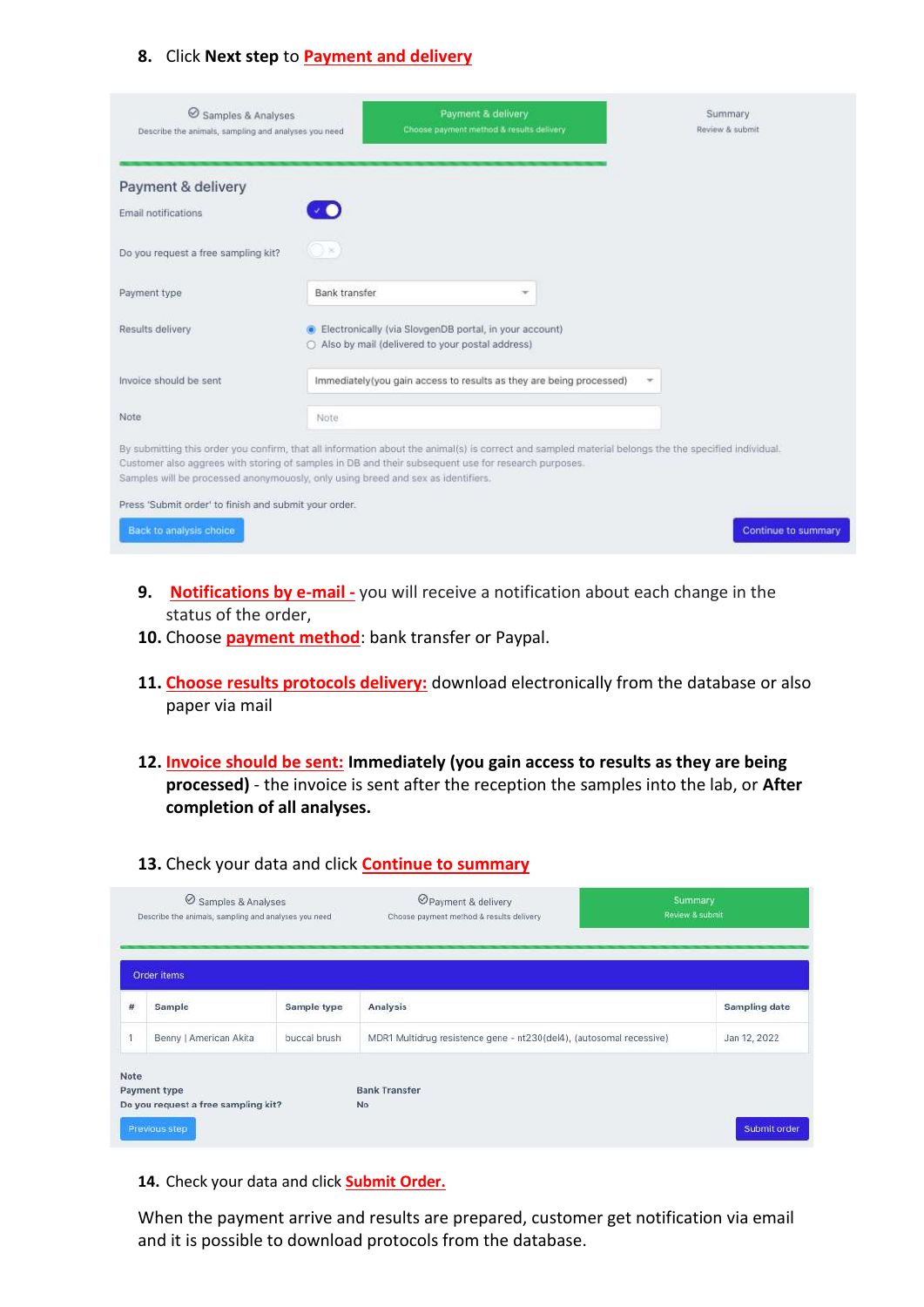8. Click **Next step** to **Payment and delivery**

Samples & Analyses
Describe the animals, sampling and analyses you need

Payment & delivery
Choose payment method & results delivery

Summary
Review & submit

Payment & delivery

Email notifications

Do you request a free sampling kit?

Payment type — Bank transfer

Results delivery — Electronically (via SlovgenDB portal, in your account) / Also by mail (delivered to your postal address)

Invoice should be sent — Immediately(you gain access to results as they are being processed)

Note — Note

By submitting this order you confirm, that all information about the animal(s) is correct and sampled material belongs the the specified individual. Customer also aggrees with storing of samples in DB and their subsequent use for research purposes. Samples will be processed anonymously, only using breed and sex as identifiers.

Press 'Submit order' to finish and submit your order.

Back to analysis choice

Continue to summary

9. **Notifications by e-mail** - you will receive a notification about each change in the status of the order,
10. Choose **payment method**: bank transfer or Paypal.
11. **Choose results protocols delivery:** download electronically from the database or also paper via mail
12. **Invoice should be sent:** **Immediately (you gain access to results as they are being processed)** - the invoice is sent after the reception the samples into the lab, or **After completion of all analyses.**
13. Check your data and click **Continue to summary**

Samples & Analyses
Describe the animals, sampling and analyses you need

Payment & delivery
Choose payment method & results delivery

Summary
Review & submit

Order items

| # | Sample | Sample type | Analysis | Sampling date |
|---|---|---|---|---|
| 1 | Benny \| American Akita | buccal brush | MDR1 Multidrug resistence gene - nt230(del4), (autosomal recessive) | Jan 12, 2022 |

Note

Payment type — Bank Transfer

Do you request a free sampling kit? — No

Previous step

Submit order

14. Check your data and click **Submit Order.**

When the payment arrive and results are prepared, customer get notification via email and it is possible to download protocols from the database.